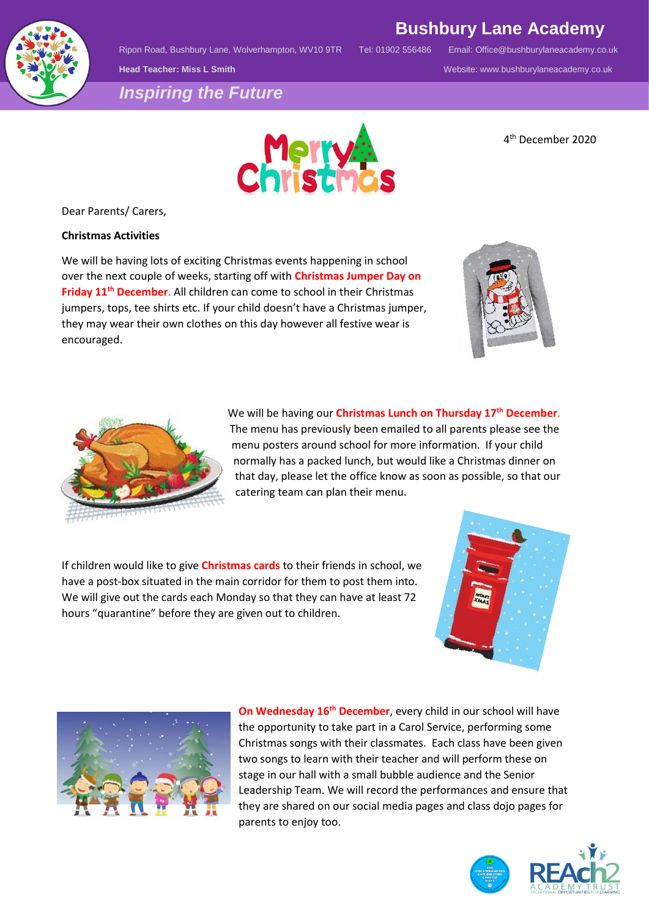# Bushbury Lane Academy

Ripon Road, Bushbury Lane, Wolverhampton, WV10 9TR Tel: 01902 556486 Email: Office@bushburylaneacademy.co.uk

**Head Teacher: Miss L Smith** Website: www.bushburylaneacademy.co.uk

***Inspiring the Future***

4th December 2020

Dear Parents/ Carers,

**Christmas Activities**

We will be having lots of exciting Christmas events happening in school over the next couple of weeks, starting off with **Christmas Jumper Day on Friday 11th December**. All children can come to school in their Christmas jumpers, tops, tee shirts etc. If your child doesn't have a Christmas jumper, they may wear their own clothes on this day however all festive wear is encouraged.

We will be having our **Christmas Lunch on Thursday 17th December**. The menu has previously been emailed to all parents please see the menu posters around school for more information. If your child normally has a packed lunch, but would like a Christmas dinner on that day, please let the office know as soon as possible, so that our catering team can plan their menu.

If children would like to give **Christmas cards** to their friends in school, we have a post-box situated in the main corridor for them to post them into. We will give out the cards each Monday so that they can have at least 72 hours "quarantine" before they are given out to children.

**On Wednesday 16th December**, every child in our school will have the opportunity to take part in a Carol Service, performing some Christmas songs with their classmates. Each class have been given two songs to learn with their teacher and will perform these on stage in our hall with a small bubble audience and the Senior Leadership Team. We will record the performances and ensure that they are shared on our social media pages and class dojo pages for parents to enjoy too.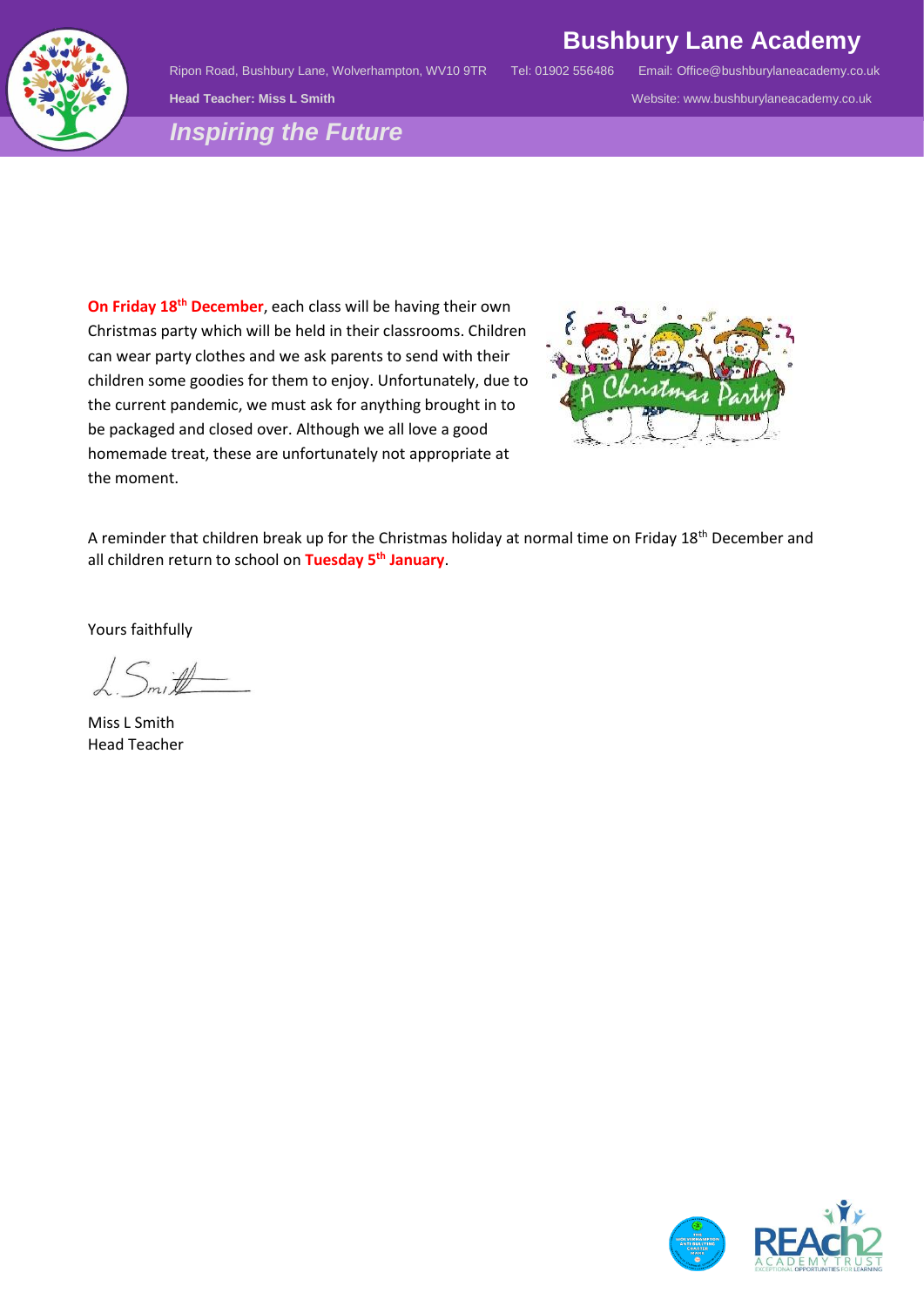**On Friday 18th December**, each class will be having their own Christmas party which will be held in their classrooms. Children can wear party clothes and we ask parents to send with their children some goodies for them to enjoy. Unfortunately, due to the current pandemic, we must ask for anything brought in to be packaged and closed over. Although we all love a good homemade treat, these are unfortunately not appropriate at the moment.

A reminder that children break up for the Christmas holiday at normal time on Friday 18th December and all children return to school on **Tuesday 5th January**.

Yours faithfully

Miss L Smith
Head Teacher